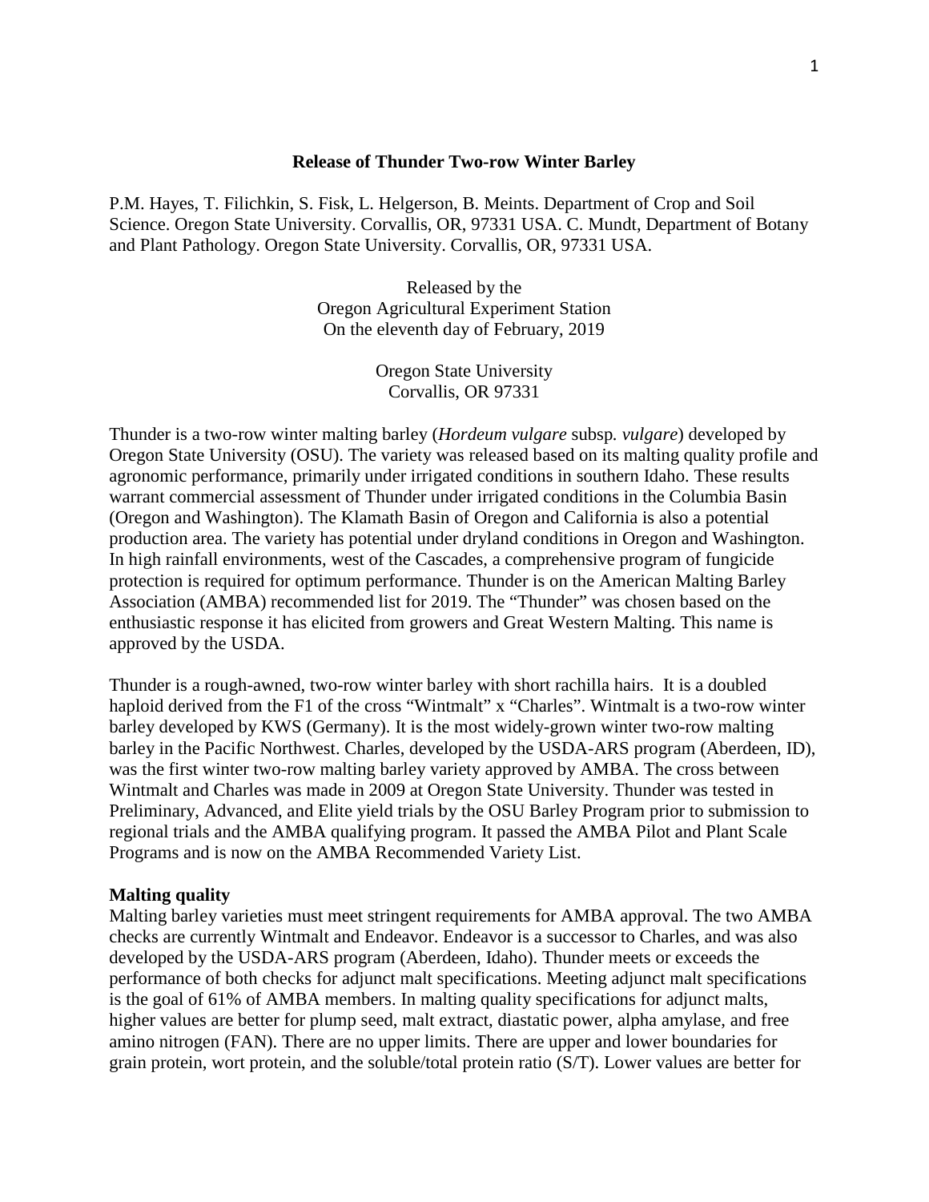# Release of Thunder Two-row Winter Barley

P.M. Hayes, T. Filichkin, S. Fisk, L. Helgerson, B. Meints. Department of Crop and Soil Science. Oregon State University. Corvallis, OR, 97331 USA. C. Mundt, Department of Botany and Plant Pathology. Oregon State University. Corvallis, OR, 97331 USA.

Released by the
Oregon Agricultural Experiment Station
On the eleventh day of February, 2019

Oregon State University
Corvallis, OR 97331

Thunder is a two-row winter malting barley (*Hordeum vulgare* subsp. *vulgare*) developed by Oregon State University (OSU). The variety was released based on its malting quality profile and agronomic performance, primarily under irrigated conditions in southern Idaho. These results warrant commercial assessment of Thunder under irrigated conditions in the Columbia Basin (Oregon and Washington). The Klamath Basin of Oregon and California is also a potential production area. The variety has potential under dryland conditions in Oregon and Washington. In high rainfall environments, west of the Cascades, a comprehensive program of fungicide protection is required for optimum performance. Thunder is on the American Malting Barley Association (AMBA) recommended list for 2019. The "Thunder" was chosen based on the enthusiastic response it has elicited from growers and Great Western Malting. This name is approved by the USDA.

Thunder is a rough-awned, two-row winter barley with short rachilla hairs. It is a doubled haploid derived from the F1 of the cross "Wintmalt" x "Charles". Wintmalt is a two-row winter barley developed by KWS (Germany). It is the most widely-grown winter two-row malting barley in the Pacific Northwest. Charles, developed by the USDA-ARS program (Aberdeen, ID), was the first winter two-row malting barley variety approved by AMBA. The cross between Wintmalt and Charles was made in 2009 at Oregon State University. Thunder was tested in Preliminary, Advanced, and Elite yield trials by the OSU Barley Program prior to submission to regional trials and the AMBA qualifying program. It passed the AMBA Pilot and Plant Scale Programs and is now on the AMBA Recommended Variety List.

**Malting quality**

Malting barley varieties must meet stringent requirements for AMBA approval. The two AMBA checks are currently Wintmalt and Endeavor. Endeavor is a successor to Charles, and was also developed by the USDA-ARS program (Aberdeen, Idaho). Thunder meets or exceeds the performance of both checks for adjunct malt specifications. Meeting adjunct malt specifications is the goal of 61% of AMBA members. In malting quality specifications for adjunct malts, higher values are better for plump seed, malt extract, diastatic power, alpha amylase, and free amino nitrogen (FAN). There are no upper limits. There are upper and lower boundaries for grain protein, wort protein, and the soluble/total protein ratio (S/T). Lower values are better for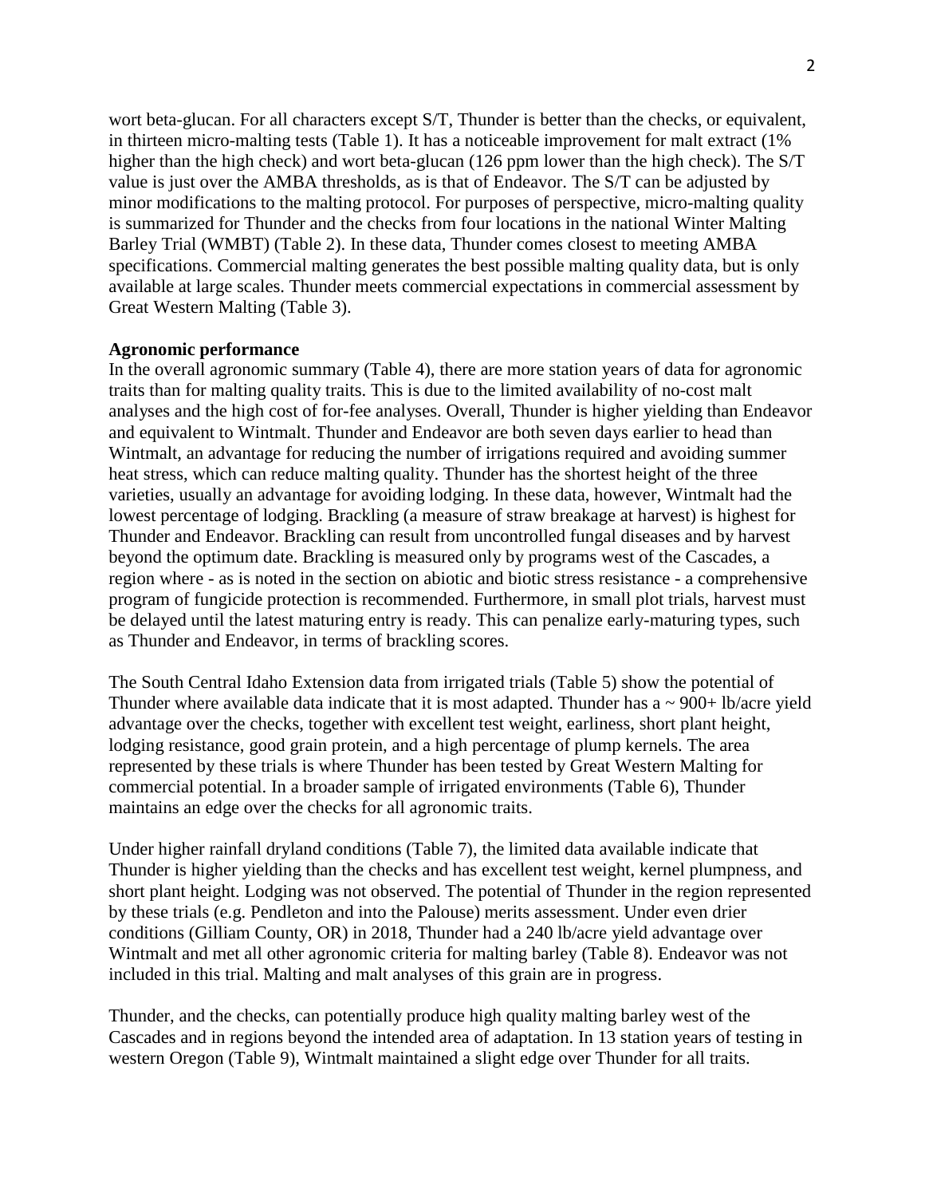wort beta-glucan. For all characters except S/T, Thunder is better than the checks, or equivalent, in thirteen micro-malting tests (Table 1). It has a noticeable improvement for malt extract (1% higher than the high check) and wort beta-glucan (126 ppm lower than the high check). The S/T value is just over the AMBA thresholds, as is that of Endeavor. The S/T can be adjusted by minor modifications to the malting protocol. For purposes of perspective, micro-malting quality is summarized for Thunder and the checks from four locations in the national Winter Malting Barley Trial (WMBT) (Table 2). In these data, Thunder comes closest to meeting AMBA specifications. Commercial malting generates the best possible malting quality data, but is only available at large scales. Thunder meets commercial expectations in commercial assessment by Great Western Malting (Table 3).

**Agronomic performance**

In the overall agronomic summary (Table 4), there are more station years of data for agronomic traits than for malting quality traits. This is due to the limited availability of no-cost malt analyses and the high cost of for-fee analyses. Overall, Thunder is higher yielding than Endeavor and equivalent to Wintmalt. Thunder and Endeavor are both seven days earlier to head than Wintmalt, an advantage for reducing the number of irrigations required and avoiding summer heat stress, which can reduce malting quality. Thunder has the shortest height of the three varieties, usually an advantage for avoiding lodging. In these data, however, Wintmalt had the lowest percentage of lodging. Brackling (a measure of straw breakage at harvest) is highest for Thunder and Endeavor. Brackling can result from uncontrolled fungal diseases and by harvest beyond the optimum date. Brackling is measured only by programs west of the Cascades, a region where - as is noted in the section on abiotic and biotic stress resistance - a comprehensive program of fungicide protection is recommended. Furthermore, in small plot trials, harvest must be delayed until the latest maturing entry is ready. This can penalize early-maturing types, such as Thunder and Endeavor, in terms of brackling scores.

The South Central Idaho Extension data from irrigated trials (Table 5) show the potential of Thunder where available data indicate that it is most adapted. Thunder has a ~ 900+ lb/acre yield advantage over the checks, together with excellent test weight, earliness, short plant height, lodging resistance, good grain protein, and a high percentage of plump kernels. The area represented by these trials is where Thunder has been tested by Great Western Malting for commercial potential. In a broader sample of irrigated environments (Table 6), Thunder maintains an edge over the checks for all agronomic traits.

Under higher rainfall dryland conditions (Table 7), the limited data available indicate that Thunder is higher yielding than the checks and has excellent test weight, kernel plumpness, and short plant height. Lodging was not observed. The potential of Thunder in the region represented by these trials (e.g. Pendleton and into the Palouse) merits assessment. Under even drier conditions (Gilliam County, OR) in 2018, Thunder had a 240 lb/acre yield advantage over Wintmalt and met all other agronomic criteria for malting barley (Table 8). Endeavor was not included in this trial. Malting and malt analyses of this grain are in progress.

Thunder, and the checks, can potentially produce high quality malting barley west of the Cascades and in regions beyond the intended area of adaptation. In 13 station years of testing in western Oregon (Table 9), Wintmalt maintained a slight edge over Thunder for all traits.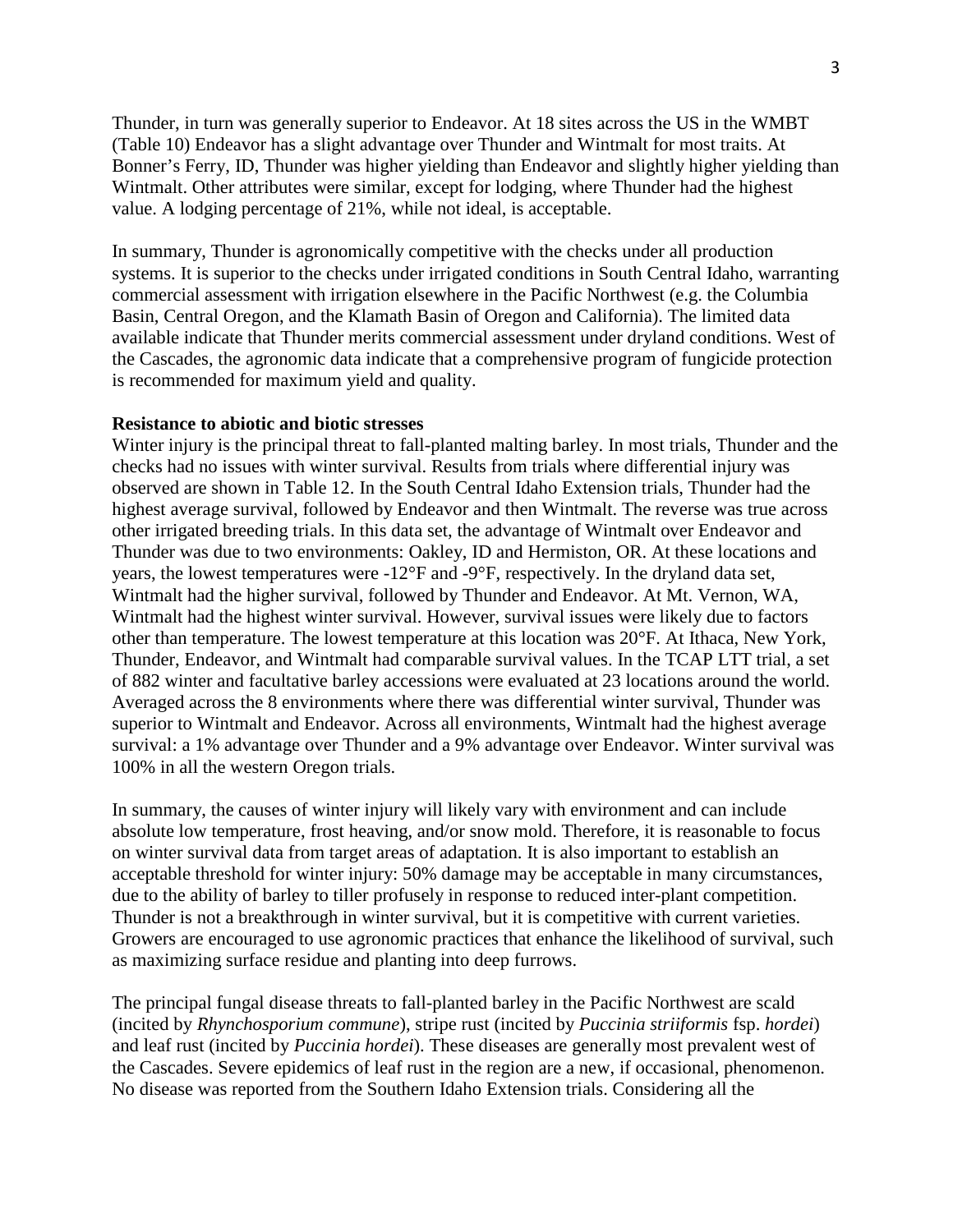Thunder, in turn was generally superior to Endeavor. At 18 sites across the US in the WMBT (Table 10) Endeavor has a slight advantage over Thunder and Wintmalt for most traits. At Bonner's Ferry, ID, Thunder was higher yielding than Endeavor and slightly higher yielding than Wintmalt. Other attributes were similar, except for lodging, where Thunder had the highest value. A lodging percentage of 21%, while not ideal, is acceptable.

In summary, Thunder is agronomically competitive with the checks under all production systems. It is superior to the checks under irrigated conditions in South Central Idaho, warranting commercial assessment with irrigation elsewhere in the Pacific Northwest (e.g. the Columbia Basin, Central Oregon, and the Klamath Basin of Oregon and California). The limited data available indicate that Thunder merits commercial assessment under dryland conditions. West of the Cascades, the agronomic data indicate that a comprehensive program of fungicide protection is recommended for maximum yield and quality.

**Resistance to abiotic and biotic stresses**

Winter injury is the principal threat to fall-planted malting barley. In most trials, Thunder and the checks had no issues with winter survival. Results from trials where differential injury was observed are shown in Table 12. In the South Central Idaho Extension trials, Thunder had the highest average survival, followed by Endeavor and then Wintmalt. The reverse was true across other irrigated breeding trials. In this data set, the advantage of Wintmalt over Endeavor and Thunder was due to two environments: Oakley, ID and Hermiston, OR. At these locations and years, the lowest temperatures were -12°F and -9°F, respectively. In the dryland data set, Wintmalt had the higher survival, followed by Thunder and Endeavor. At Mt. Vernon, WA, Wintmalt had the highest winter survival. However, survival issues were likely due to factors other than temperature. The lowest temperature at this location was 20°F. At Ithaca, New York, Thunder, Endeavor, and Wintmalt had comparable survival values. In the TCAP LTT trial, a set of 882 winter and facultative barley accessions were evaluated at 23 locations around the world. Averaged across the 8 environments where there was differential winter survival, Thunder was superior to Wintmalt and Endeavor. Across all environments, Wintmalt had the highest average survival: a 1% advantage over Thunder and a 9% advantage over Endeavor. Winter survival was 100% in all the western Oregon trials.

In summary, the causes of winter injury will likely vary with environment and can include absolute low temperature, frost heaving, and/or snow mold. Therefore, it is reasonable to focus on winter survival data from target areas of adaptation. It is also important to establish an acceptable threshold for winter injury: 50% damage may be acceptable in many circumstances, due to the ability of barley to tiller profusely in response to reduced inter-plant competition. Thunder is not a breakthrough in winter survival, but it is competitive with current varieties. Growers are encouraged to use agronomic practices that enhance the likelihood of survival, such as maximizing surface residue and planting into deep furrows.

The principal fungal disease threats to fall-planted barley in the Pacific Northwest are scald (incited by *Rhynchosporium commune*), stripe rust (incited by *Puccinia striiformis* fsp. *hordei*) and leaf rust (incited by *Puccinia hordei*). These diseases are generally most prevalent west of the Cascades. Severe epidemics of leaf rust in the region are a new, if occasional, phenomenon. No disease was reported from the Southern Idaho Extension trials. Considering all the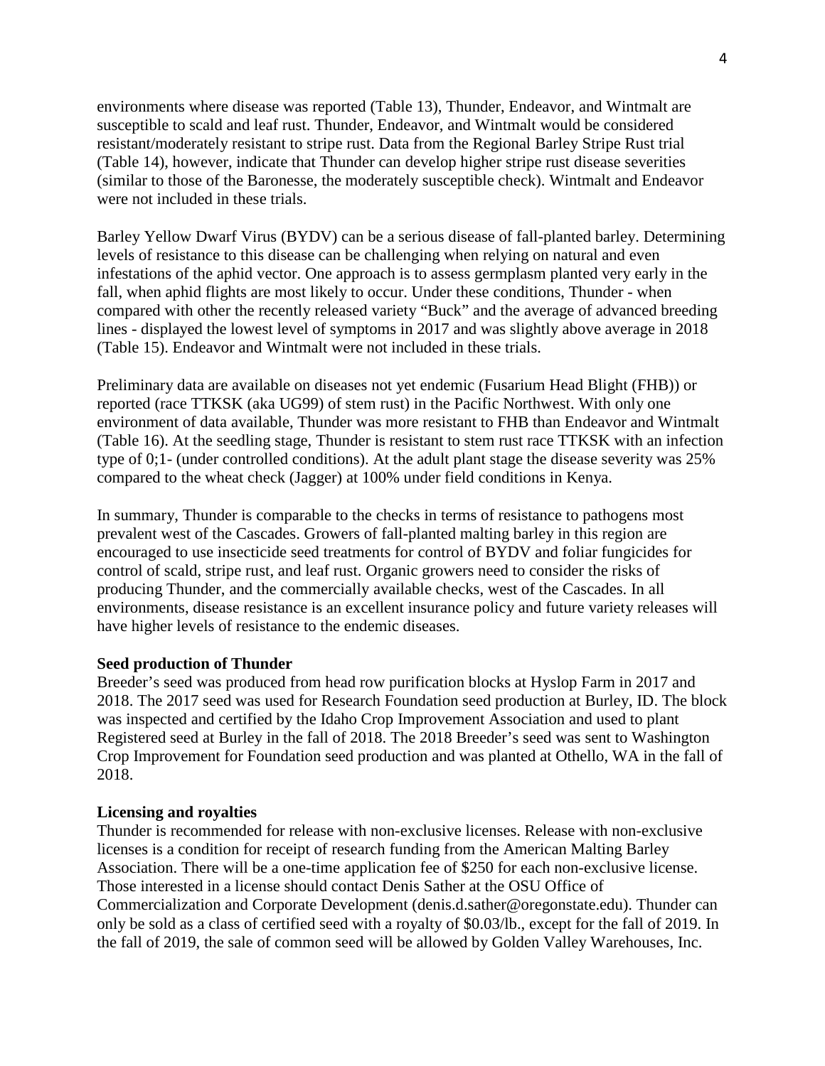environments where disease was reported (Table 13), Thunder, Endeavor, and Wintmalt are susceptible to scald and leaf rust. Thunder, Endeavor, and Wintmalt would be considered resistant/moderately resistant to stripe rust. Data from the Regional Barley Stripe Rust trial (Table 14), however, indicate that Thunder can develop higher stripe rust disease severities (similar to those of the Baronesse, the moderately susceptible check). Wintmalt and Endeavor were not included in these trials.

Barley Yellow Dwarf Virus (BYDV) can be a serious disease of fall-planted barley. Determining levels of resistance to this disease can be challenging when relying on natural and even infestations of the aphid vector. One approach is to assess germplasm planted very early in the fall, when aphid flights are most likely to occur. Under these conditions, Thunder - when compared with other the recently released variety "Buck" and the average of advanced breeding lines - displayed the lowest level of symptoms in 2017 and was slightly above average in 2018 (Table 15). Endeavor and Wintmalt were not included in these trials.

Preliminary data are available on diseases not yet endemic (Fusarium Head Blight (FHB)) or reported (race TTKSK (aka UG99) of stem rust) in the Pacific Northwest. With only one environment of data available, Thunder was more resistant to FHB than Endeavor and Wintmalt (Table 16). At the seedling stage, Thunder is resistant to stem rust race TTKSK with an infection type of 0;1- (under controlled conditions). At the adult plant stage the disease severity was 25% compared to the wheat check (Jagger) at 100% under field conditions in Kenya.

In summary, Thunder is comparable to the checks in terms of resistance to pathogens most prevalent west of the Cascades. Growers of fall-planted malting barley in this region are encouraged to use insecticide seed treatments for control of BYDV and foliar fungicides for control of scald, stripe rust, and leaf rust. Organic growers need to consider the risks of producing Thunder, and the commercially available checks, west of the Cascades. In all environments, disease resistance is an excellent insurance policy and future variety releases will have higher levels of resistance to the endemic diseases.

**Seed production of Thunder**

Breeder's seed was produced from head row purification blocks at Hyslop Farm in 2017 and 2018. The 2017 seed was used for Research Foundation seed production at Burley, ID. The block was inspected and certified by the Idaho Crop Improvement Association and used to plant Registered seed at Burley in the fall of 2018. The 2018 Breeder's seed was sent to Washington Crop Improvement for Foundation seed production and was planted at Othello, WA in the fall of 2018.

**Licensing and royalties**

Thunder is recommended for release with non-exclusive licenses. Release with non-exclusive licenses is a condition for receipt of research funding from the American Malting Barley Association. There will be a one-time application fee of $250 for each non-exclusive license. Those interested in a license should contact Denis Sather at the OSU Office of Commercialization and Corporate Development (denis.d.sather@oregonstate.edu). Thunder can only be sold as a class of certified seed with a royalty of $0.03/lb., except for the fall of 2019. In the fall of 2019, the sale of common seed will be allowed by Golden Valley Warehouses, Inc.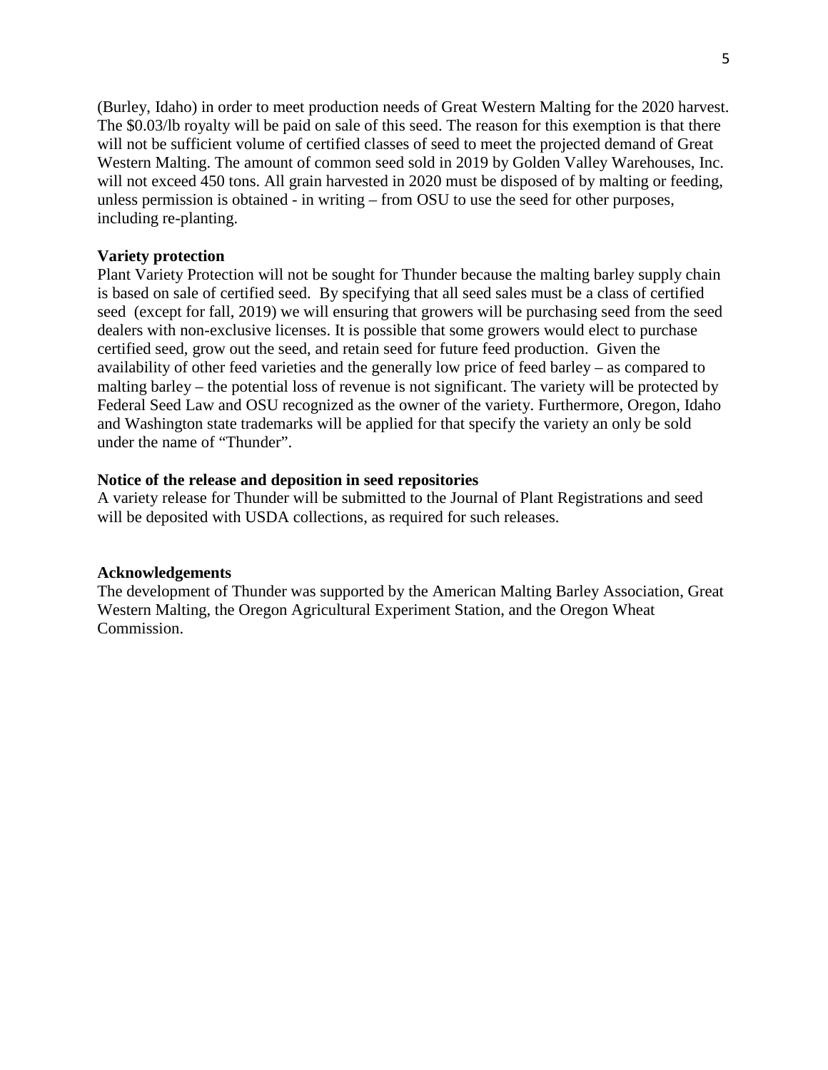(Burley, Idaho) in order to meet production needs of Great Western Malting for the 2020 harvest. The $0.03/lb royalty will be paid on sale of this seed. The reason for this exemption is that there will not be sufficient volume of certified classes of seed to meet the projected demand of Great Western Malting. The amount of common seed sold in 2019 by Golden Valley Warehouses, Inc. will not exceed 450 tons. All grain harvested in 2020 must be disposed of by malting or feeding, unless permission is obtained - in writing – from OSU to use the seed for other purposes, including re-planting.

**Variety protection**

Plant Variety Protection will not be sought for Thunder because the malting barley supply chain is based on sale of certified seed. By specifying that all seed sales must be a class of certified seed (except for fall, 2019) we will ensuring that growers will be purchasing seed from the seed dealers with non-exclusive licenses. It is possible that some growers would elect to purchase certified seed, grow out the seed, and retain seed for future feed production. Given the availability of other feed varieties and the generally low price of feed barley – as compared to malting barley – the potential loss of revenue is not significant. The variety will be protected by Federal Seed Law and OSU recognized as the owner of the variety. Furthermore, Oregon, Idaho and Washington state trademarks will be applied for that specify the variety an only be sold under the name of "Thunder".

**Notice of the release and deposition in seed repositories**

A variety release for Thunder will be submitted to the Journal of Plant Registrations and seed will be deposited with USDA collections, as required for such releases.

**Acknowledgements**

The development of Thunder was supported by the American Malting Barley Association, Great Western Malting, the Oregon Agricultural Experiment Station, and the Oregon Wheat Commission.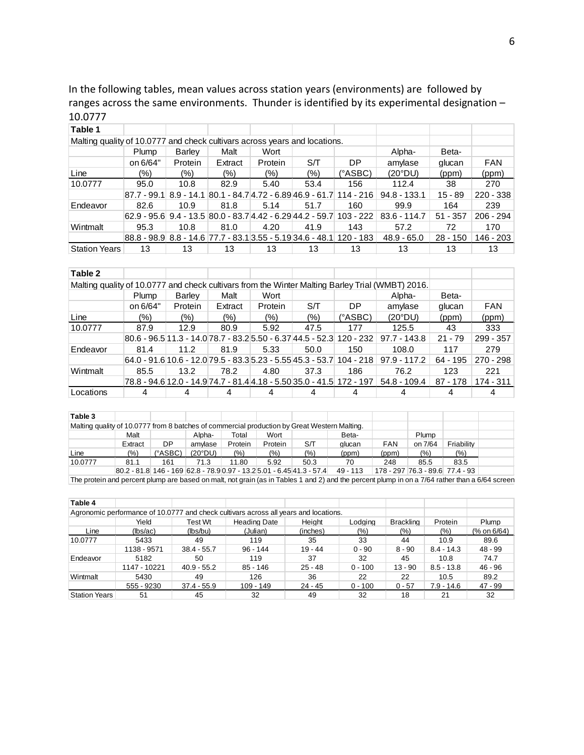In the following tables, mean values across station years (environments) are followed by ranges across the same environments. Thunder is identified by its experimental designation – 10.0777

**Table 1**

Malting quality of 10.0777 and check cultivars across years and locations.

| Line | Plump on 6/64" (%) | Barley Protein (%) | Malt Extract (%) | Wort Protein (%) | S/T (%) | DP (°ASBC) | Alpha-amylase (20°DU) | Beta-glucan (ppm) | FAN (ppm) |
|---|---|---|---|---|---|---|---|---|---|
| 10.0777 | 95.0 | 10.8 | 82.9 | 5.40 | 53.4 | 156 | 112.4 | 38 | 270 |
| | 87.7 - 99.1 | 8.9 - 14.1 | 80.1 - 84.7 | 4.72 - 6.89 | 46.9 - 61.7 | 114 - 216 | 94.8 - 133.1 | 15 - 89 | 220 - 338 |
| Endeavor | 82.6 | 10.9 | 81.8 | 5.14 | 51.7 | 160 | 99.9 | 164 | 239 |
| | 62.9 - 95.6 | 9.4 - 13.5 | 80.0 - 83.7 | 4.42 - 6.29 | 44.2 - 59.7 | 103 - 222 | 83.6 - 114.7 | 51 - 357 | 206 - 294 |
| Wintmalt | 95.3 | 10.8 | 81.0 | 4.20 | 41.9 | 143 | 57.2 | 72 | 170 |
| | 88.8 - 98.9 | 8.8 - 14.6 | 77.7 - 83.1 | 3.55 - 5.19 | 34.6 - 48.1 | 120 - 183 | 48.9 - 65.0 | 28 - 150 | 146 - 203 |
| Station Years | 13 | 13 | 13 | 13 | 13 | 13 | 13 | 13 | 13 |

**Table 2**

Malting quality of 10.0777 and check cultivars from the Winter Malting Barley Trial (WMBT) 2016.

| Line | Plump on 6/64" (%) | Barley Protein (%) | Malt Extract (%) | Wort Protein (%) | S/T (%) | DP (°ASBC) | Alpha-amylase (20°DU) | Beta-glucan (ppm) | FAN (ppm) |
|---|---|---|---|---|---|---|---|---|---|
| 10.0777 | 87.9 | 12.9 | 80.9 | 5.92 | 47.5 | 177 | 125.5 | 43 | 333 |
| | 80.6 - 96.5 | 11.3 - 14.0 | 78.7 - 83.2 | 5.50 - 6.37 | 44.5 - 52.3 | 120 - 232 | 97.7 - 143.8 | 21 - 79 | 299 - 357 |
| Endeavor | 81.4 | 11.2 | 81.9 | 5.33 | 50.0 | 150 | 108.0 | 117 | 279 |
| | 64.0 - 91.6 | 10.6 - 12.0 | 79.5 - 83.3 | 5.23 - 5.55 | 45.3 - 53.7 | 104 - 218 | 97.9 - 117.2 | 64 - 195 | 270 - 298 |
| Wintmalt | 85.5 | 13.2 | 78.2 | 4.80 | 37.3 | 186 | 76.2 | 123 | 221 |
| | 78.8 - 94.6 | 12.0 - 14.9 | 74.7 - 81.4 | 4.18 - 5.50 | 35.0 - 41.5 | 172 - 197 | 54.8 - 109.4 | 87 - 178 | 174 - 311 |
| Locations | 4 | 4 | 4 | 4 | 4 | 4 | 4 | 4 | 4 |

**Table 3**

Malting quality of 10.0777 from 8 batches of commercial production by Great Western Malting.

| Line | Malt Extract (%) | DP (°ASBC) | Alpha-amylase (20°DU) | Total Protein (%) | Wort Protein (%) | S/T (%) | Beta-glucan (ppm) | FAN (ppm) | Plump on 7/64 (%) | Friability (%) |
|---|---|---|---|---|---|---|---|---|---|---|
| 10.0777 | 81.1 | 161 | 71.3 | 11.80 | 5.92 | 50.3 | 70 | 248 | 85.5 | 83.5 |
| | 80.2 - 81.8 | 146 - 169 | 62.8 - 78.9 | 0.97 - 13.2 | 5.01 - 6.45 | 41.3 - 57.4 | 49 - 113 | 178 - 297 | 76.3 - 89.6 | 77.4 - 93 |

The protein and percent plump are based on malt, not grain (as in Tables 1 and 2) and the percent plump in on a 7/64 rather than a 6/64 screen

**Table 4**

Agronomic performance of 10.0777 and check cultivars across all years and locations.

| Line | Yield (lbs/ac) | Test Wt (lbs/bu) | Heading Date (Julian) | Height (inches) | Lodging (%) | Brackling (%) | Protein (%) | Plump (% on 6/64) |
|---|---|---|---|---|---|---|---|---|
| 10.0777 | 5433 | 49 | 119 | 35 | 33 | 44 | 10.9 | 89.6 |
| | 1138 - 9571 | 38.4 - 55.7 | 96 - 144 | 19 - 44 | 0 - 90 | 8 - 90 | 8.4 - 14.3 | 48 - 99 |
| Endeavor | 5182 | 50 | 119 | 37 | 32 | 45 | 10.8 | 74.7 |
| | 1147 - 10221 | 40.9 - 55.2 | 85 - 146 | 25 - 48 | 0 - 100 | 13 - 90 | 8.5 - 13.8 | 46 - 96 |
| Wintmalt | 5430 | 49 | 126 | 36 | 22 | 22 | 10.5 | 89.2 |
| | 555 - 9230 | 37.4 - 55.9 | 109 - 149 | 24 - 45 | 0 - 100 | 0 - 57 | 7.9 - 14.6 | 47 - 99 |
| Station Years | 51 | 45 | 32 | 49 | 32 | 18 | 21 | 32 |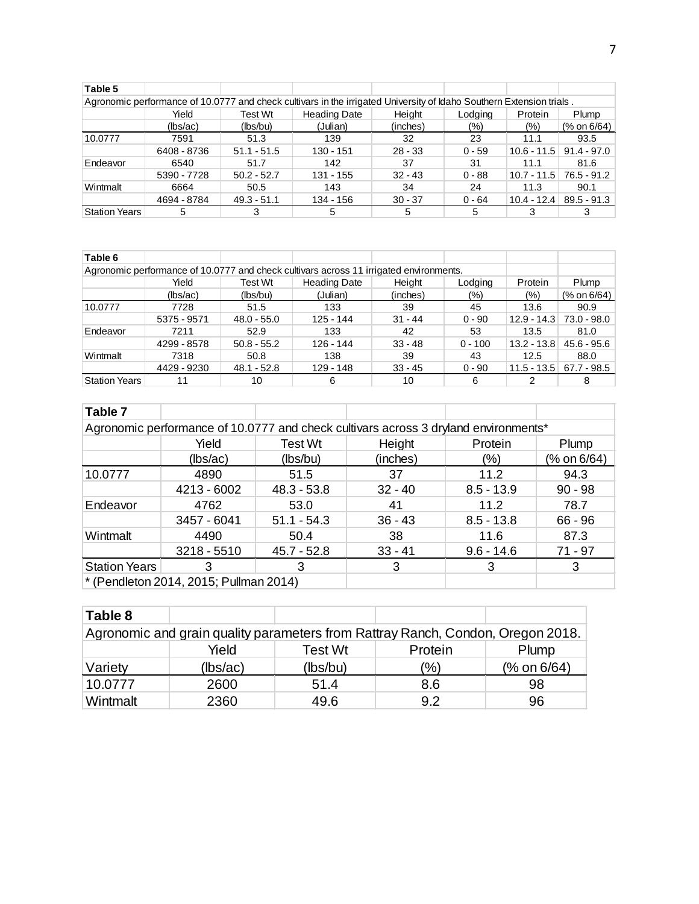**Table 5**

Agronomic performance of 10.0777 and check cultivars in the irrigated University of Idaho Southern Extension trials .

| | Yield | Test Wt | Heading Date | Height | Lodging | Protein | Plump |
|---|---|---|---|---|---|---|---|
| | (lbs/ac) | (lbs/bu) | (Julian) | (inches) | (%) | (%) | (% on 6/64) |
| 10.0777 | 7591 | 51.3 | 139 | 32 | 23 | 11.1 | 93.5 |
| | 6408 - 8736 | 51.1 - 51.5 | 130 - 151 | 28 - 33 | 0 - 59 | 10.6 - 11.5 | 91.4 - 97.0 |
| Endeavor | 6540 | 51.7 | 142 | 37 | 31 | 11.1 | 81.6 |
| | 5390 - 7728 | 50.2 - 52.7 | 131 - 155 | 32 - 43 | 0 - 88 | 10.7 - 11.5 | 76.5 - 91.2 |
| Wintmalt | 6664 | 50.5 | 143 | 34 | 24 | 11.3 | 90.1 |
| | 4694 - 8784 | 49.3 - 51.1 | 134 - 156 | 30 - 37 | 0 - 64 | 10.4 - 12.4 | 89.5 - 91.3 |
| Station Years | 5 | 3 | 5 | 5 | 5 | 3 | 3 |

**Table 6**

Agronomic performance of 10.0777 and check cultivars across 11 irrigated environments.

| | Yield | Test Wt | Heading Date | Height | Lodging | Protein | Plump |
|---|---|---|---|---|---|---|---|
| | (lbs/ac) | (lbs/bu) | (Julian) | (inches) | (%) | (%) | (% on 6/64) |
| 10.0777 | 7728 | 51.5 | 133 | 39 | 45 | 13.6 | 90.9 |
| | 5375 - 9571 | 48.0 - 55.0 | 125 - 144 | 31 - 44 | 0 - 90 | 12.9 - 14.3 | 73.0 - 98.0 |
| Endeavor | 7211 | 52.9 | 133 | 42 | 53 | 13.5 | 81.0 |
| | 4299 - 8578 | 50.8 - 55.2 | 126 - 144 | 33 - 48 | 0 - 100 | 13.2 - 13.8 | 45.6 - 95.6 |
| Wintmalt | 7318 | 50.8 | 138 | 39 | 43 | 12.5 | 88.0 |
| | 4429 - 9230 | 48.1 - 52.8 | 129 - 148 | 33 - 45 | 0 - 90 | 11.5 - 13.5 | 67.7 - 98.5 |
| Station Years | 11 | 10 | 6 | 10 | 6 | 2 | 8 |

**Table 7**

Agronomic performance of 10.0777 and check cultivars across 3 dryland environments*

| | Yield | Test Wt | Height | Protein | Plump |
|---|---|---|---|---|---|
| | (lbs/ac) | (lbs/bu) | (inches) | (%) | (% on 6/64) |
| 10.0777 | 4890 | 51.5 | 37 | 11.2 | 94.3 |
| | 4213 - 6002 | 48.3 - 53.8 | 32 - 40 | 8.5 - 13.9 | 90 - 98 |
| Endeavor | 4762 | 53.0 | 41 | 11.2 | 78.7 |
| | 3457 - 6041 | 51.1 - 54.3 | 36 - 43 | 8.5 - 13.8 | 66 - 96 |
| Wintmalt | 4490 | 50.4 | 38 | 11.6 | 87.3 |
| | 3218 - 5510 | 45.7 - 52.8 | 33 - 41 | 9.6 - 14.6 | 71 - 97 |
| Station Years | 3 | 3 | 3 | 3 | 3 |

* (Pendleton 2014, 2015; Pullman 2014)

**Table 8**

Agronomic and grain quality parameters from Rattray Ranch, Condon, Oregon 2018.

| | Yield | Test Wt | Protein | Plump |
|---|---|---|---|---|
| Variety | (lbs/ac) | (lbs/bu) | (%) | (% on 6/64) |
| 10.0777 | 2600 | 51.4 | 8.6 | 98 |
| Wintmalt | 2360 | 49.6 | 9.2 | 96 |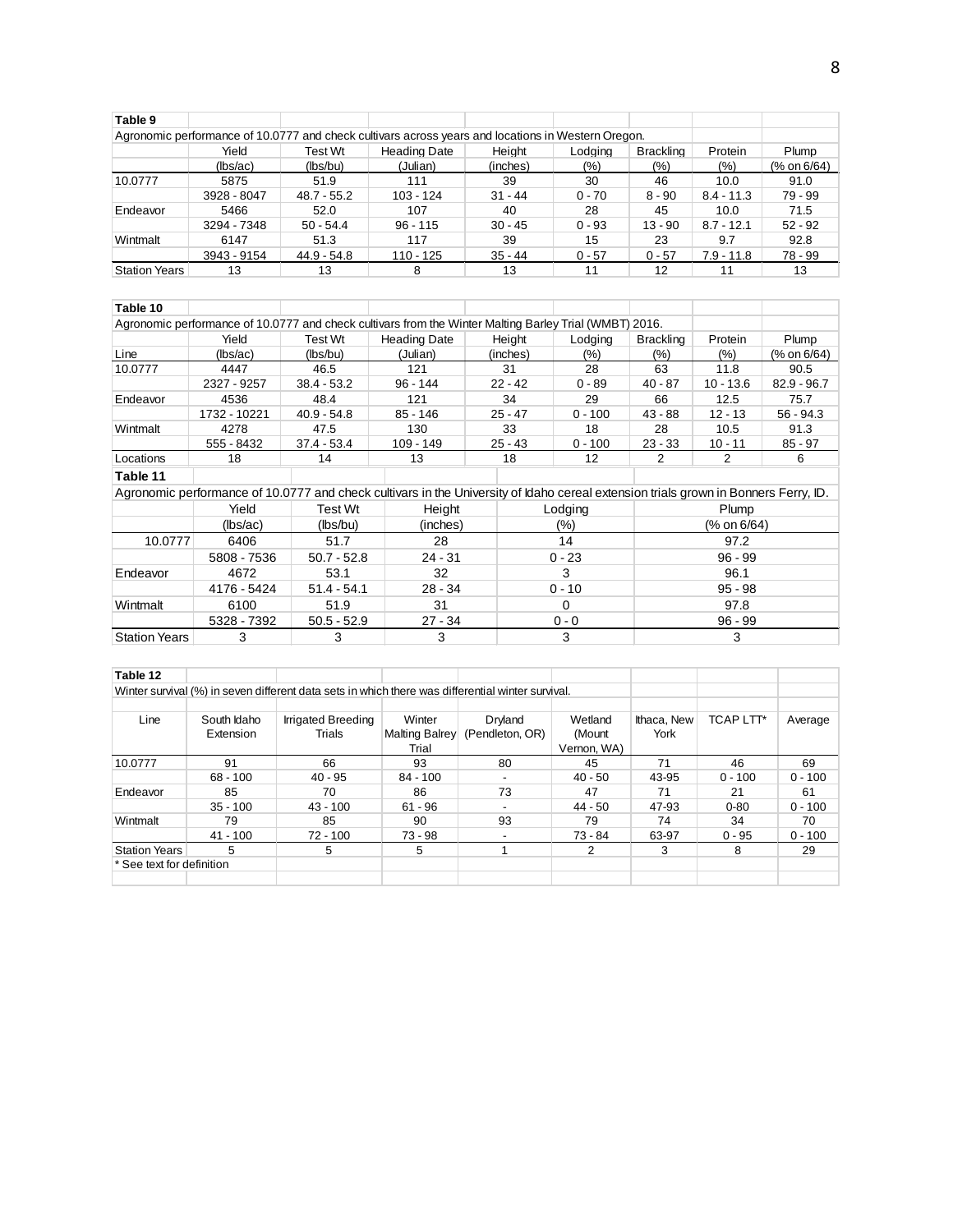**Table 9**

Agronomic performance of 10.0777 and check cultivars across years and locations in Western Oregon.

| | Yield | Test Wt | Heading Date | Height | Lodging | Brackling | Protein | Plump |
|---|---|---|---|---|---|---|---|---|
| | (lbs/ac) | (lbs/bu) | (Julian) | (inches) | (%) | (%) | (%) | (% on 6/64) |
| 10.0777 | 5875 | 51.9 | 111 | 39 | 30 | 46 | 10.0 | 91.0 |
| | 3928 - 8047 | 48.7 - 55.2 | 103 - 124 | 31 - 44 | 0 - 70 | 8 - 90 | 8.4 - 11.3 | 79 - 99 |
| Endeavor | 5466 | 52.0 | 107 | 40 | 28 | 45 | 10.0 | 71.5 |
| | 3294 - 7348 | 50 - 54.4 | 96 - 115 | 30 - 45 | 0 - 93 | 13 - 90 | 8.7 - 12.1 | 52 - 92 |
| Wintmalt | 6147 | 51.3 | 117 | 39 | 15 | 23 | 9.7 | 92.8 |
| | 3943 - 9154 | 44.9 - 54.8 | 110 - 125 | 35 - 44 | 0 - 57 | 0 - 57 | 7.9 - 11.8 | 78 - 99 |
| Station Years | 13 | 13 | 8 | 13 | 11 | 12 | 11 | 13 |

**Table 10**

Agronomic performance of 10.0777 and check cultivars from the Winter Malting Barley Trial (WMBT) 2016.

| Line | Yield (lbs/ac) | Test Wt (lbs/bu) | Heading Date (Julian) | Height (inches) | Lodging (%) | Brackling (%) | Protein (%) | Plump (% on 6/64) |
|---|---|---|---|---|---|---|---|---|
| 10.0777 | 4447 | 46.5 | 121 | 31 | 28 | 63 | 11.8 | 90.5 |
| | 2327 - 9257 | 38.4 - 53.2 | 96 - 144 | 22 - 42 | 0 - 89 | 40 - 87 | 10 - 13.6 | 82.9 - 96.7 |
| Endeavor | 4536 | 48.4 | 121 | 34 | 29 | 66 | 12.5 | 75.7 |
| | 1732 - 10221 | 40.9 - 54.8 | 85 - 146 | 25 - 47 | 0 - 100 | 43 - 88 | 12 - 13 | 56 - 94.3 |
| Wintmalt | 4278 | 47.5 | 130 | 33 | 18 | 28 | 10.5 | 91.3 |
| | 555 - 8432 | 37.4 - 53.4 | 109 - 149 | 25 - 43 | 0 - 100 | 23 - 33 | 10 - 11 | 85 - 97 |
| Locations | 18 | 14 | 13 | 18 | 12 | 2 | 2 | 6 |

**Table 11**

Agronomic performance of 10.0777 and check cultivars in the University of Idaho cereal extension trials grown in Bonners Ferry, ID.

| | Yield | Test Wt | Height | Lodging | Plump |
|---|---|---|---|---|---|
| | (lbs/ac) | (lbs/bu) | (inches) | (%) | (% on 6/64) |
| 10.0777 | 6406 | 51.7 | 28 | 14 | 97.2 |
| | 5808 - 7536 | 50.7 - 52.8 | 24 - 31 | 0 - 23 | 96 - 99 |
| Endeavor | 4672 | 53.1 | 32 | 3 | 96.1 |
| | 4176 - 5424 | 51.4 - 54.1 | 28 - 34 | 0 - 10 | 95 - 98 |
| Wintmalt | 6100 | 51.9 | 31 | 0 | 97.8 |
| | 5328 - 7392 | 50.5 - 52.9 | 27 - 34 | 0 - 0 | 96 - 99 |
| Station Years | 3 | 3 | 3 | 3 | 3 |

**Table 12**

Winter survival (%) in seven different data sets in which there was differential winter survival.

| Line | South Idaho Extension | Irrigated Breeding Trials | Winter Malting Balrey Trial | Dryland (Pendleton, OR) | Wetland (Mount Vernon, WA) | Ithaca, New York | TCAP LTT* | Average |
|---|---|---|---|---|---|---|---|---|
| 10.0777 | 91 | 66 | 93 | 80 | 45 | 71 | 46 | 69 |
| | 68 - 100 | 40 - 95 | 84 - 100 | - | 40 - 50 | 43-95 | 0 - 100 | 0 - 100 |
| Endeavor | 85 | 70 | 86 | 73 | 47 | 71 | 21 | 61 |
| | 35 - 100 | 43 - 100 | 61 - 96 | - | 44 - 50 | 47-93 | 0-80 | 0 - 100 |
| Wintmalt | 79 | 85 | 90 | 93 | 79 | 74 | 34 | 70 |
| | 41 - 100 | 72 - 100 | 73 - 98 | - | 73 - 84 | 63-97 | 0 - 95 | 0 - 100 |
| Station Years | 5 | 5 | 5 | 1 | 2 | 3 | 8 | 29 |

* See text for definition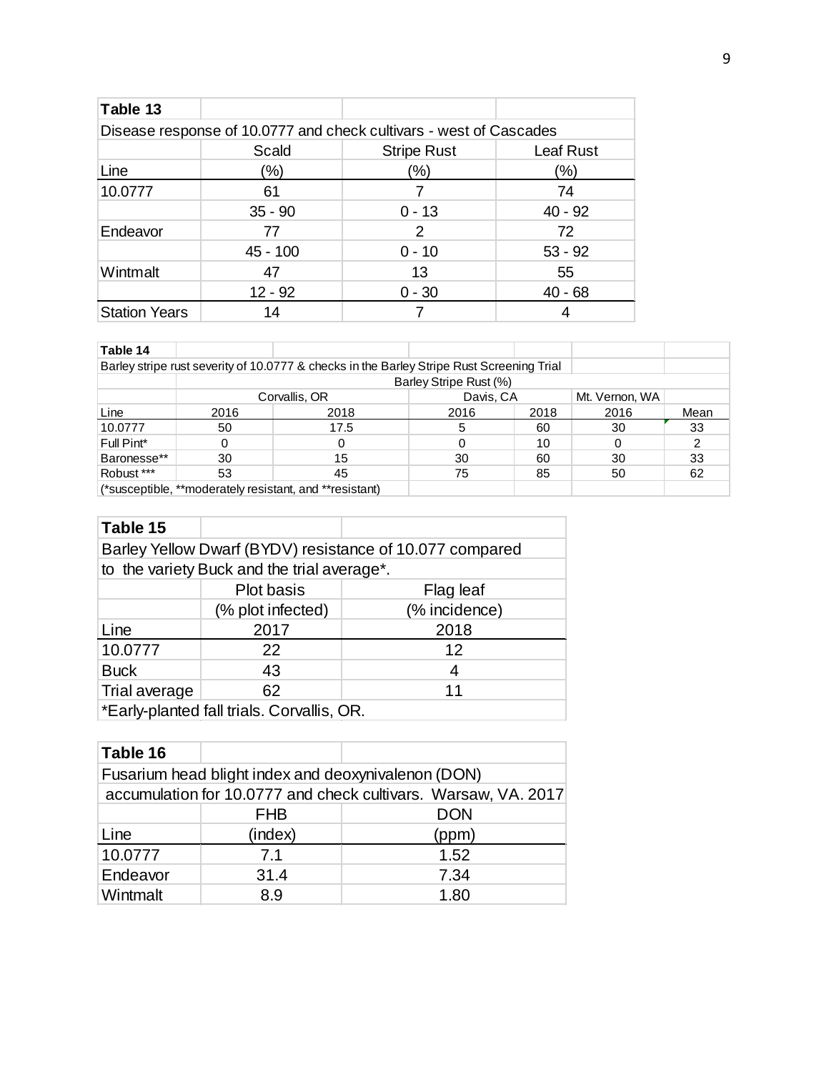**Table 13**

Disease response of 10.0777 and check cultivars - west of Cascades

| Line | Scald (%) | Stripe Rust (%) | Leaf Rust (%) |
|---|---|---|---|
| 10.0777 | 61 | 7 | 74 |
| | 35 - 90 | 0 - 13 | 40 - 92 |
| Endeavor | 77 | 2 | 72 |
| | 45 - 100 | 0 - 10 | 53 - 92 |
| Wintmalt | 47 | 13 | 55 |
| | 12 - 92 | 0 - 30 | 40 - 68 |
| Station Years | 14 | 7 | 4 |

**Table 14**

Barley stripe rust severity of 10.0777 & checks in the Barley Stripe Rust Screening Trial

| | Barley Stripe Rust (%) | | | | | |
|---|---|---|---|---|---|---|
| | Corvallis, OR | | Davis, CA | | Mt. Vernon, WA | |
| Line | 2016 | 2018 | 2016 | 2018 | 2016 | Mean |
| 10.0777 | 50 | 17.5 | 5 | 60 | 30 | 33 |
| Full Pint* | 0 | 0 | 0 | 10 | 0 | 2 |
| Baronesse** | 30 | 15 | 30 | 60 | 30 | 33 |
| Robust *** | 53 | 45 | 75 | 85 | 50 | 62 |

(*susceptible, **moderately resistant, and **resistant)

**Table 15**

Barley Yellow Dwarf (BYDV) resistance of 10.077 compared to the variety Buck and the trial average*.

| | Plot basis | Flag leaf |
|---|---|---|
| | (% plot infected) | (% incidence) |
| Line | 2017 | 2018 |
| 10.0777 | 22 | 12 |
| Buck | 43 | 4 |
| Trial average | 62 | 11 |

*Early-planted fall trials. Corvallis, OR.

**Table 16**

Fusarium head blight index and deoxynivalenon (DON) accumulation for 10.0777 and check cultivars. Warsaw, VA. 2017

| Line | FHB (index) | DON (ppm) |
|---|---|---|
| 10.0777 | 7.1 | 1.52 |
| Endeavor | 31.4 | 7.34 |
| Wintmalt | 8.9 | 1.80 |